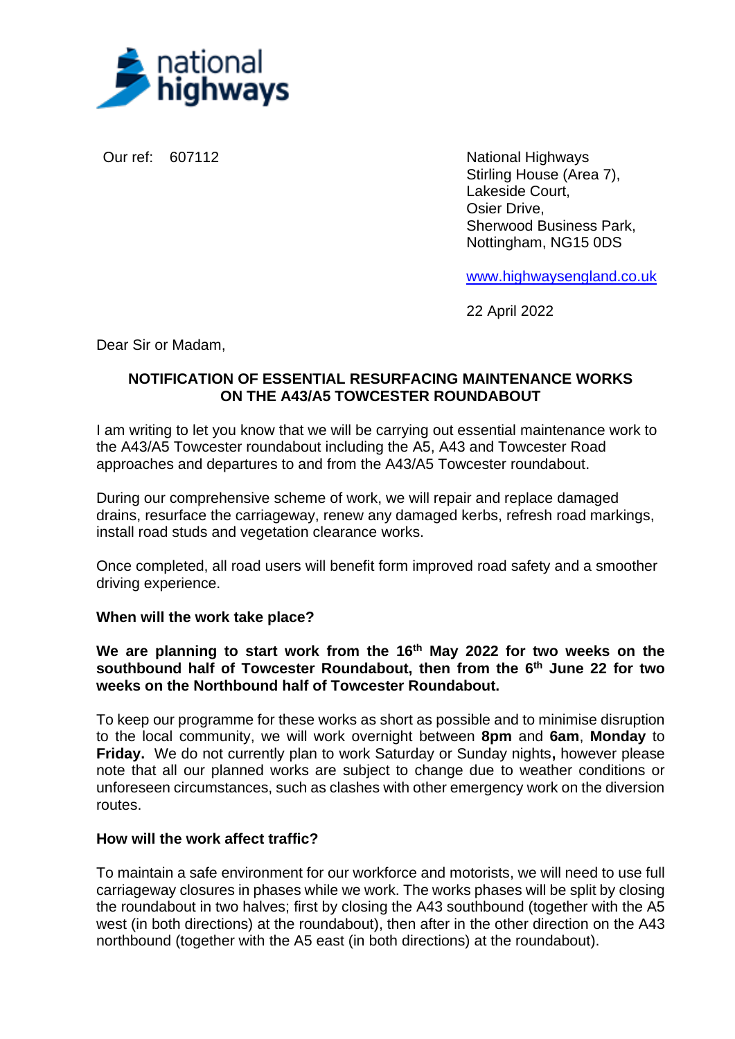national highways

Our ref: 607112

National Highways
Stirling House (Area 7),
Lakeside Court,
Osier Drive,
Sherwood Business Park,
Nottingham, NG15 0DS

www.highwaysengland.co.uk

22 April 2022

Dear Sir or Madam,

**NOTIFICATION OF ESSENTIAL RESURFACING MAINTENANCE WORKS ON THE A43/A5 TOWCESTER ROUNDABOUT**

I am writing to let you know that we will be carrying out essential maintenance work to the A43/A5 Towcester roundabout including the A5, A43 and Towcester Road approaches and departures to and from the A43/A5 Towcester roundabout.

During our comprehensive scheme of work, we will repair and replace damaged drains, resurface the carriageway, renew any damaged kerbs, refresh road markings, install road studs and vegetation clearance works.

Once completed, all road users will benefit form improved road safety and a smoother driving experience.

**When will the work take place?**

**We are planning to start work from the 16th May 2022 for two weeks on the southbound half of Towcester Roundabout, then from the 6th June 22 for two weeks on the Northbound half of Towcester Roundabout.**

To keep our programme for these works as short as possible and to minimise disruption to the local community, we will work overnight between **8pm** and **6am**, **Monday** to **Friday.** We do not currently plan to work Saturday or Sunday nights**,** however please note that all our planned works are subject to change due to weather conditions or unforeseen circumstances, such as clashes with other emergency work on the diversion routes.

**How will the work affect traffic?**

To maintain a safe environment for our workforce and motorists, we will need to use full carriageway closures in phases while we work. The works phases will be split by closing the roundabout in two halves; first by closing the A43 southbound (together with the A5 west (in both directions) at the roundabout), then after in the other direction on the A43 northbound (together with the A5 east (in both directions) at the roundabout).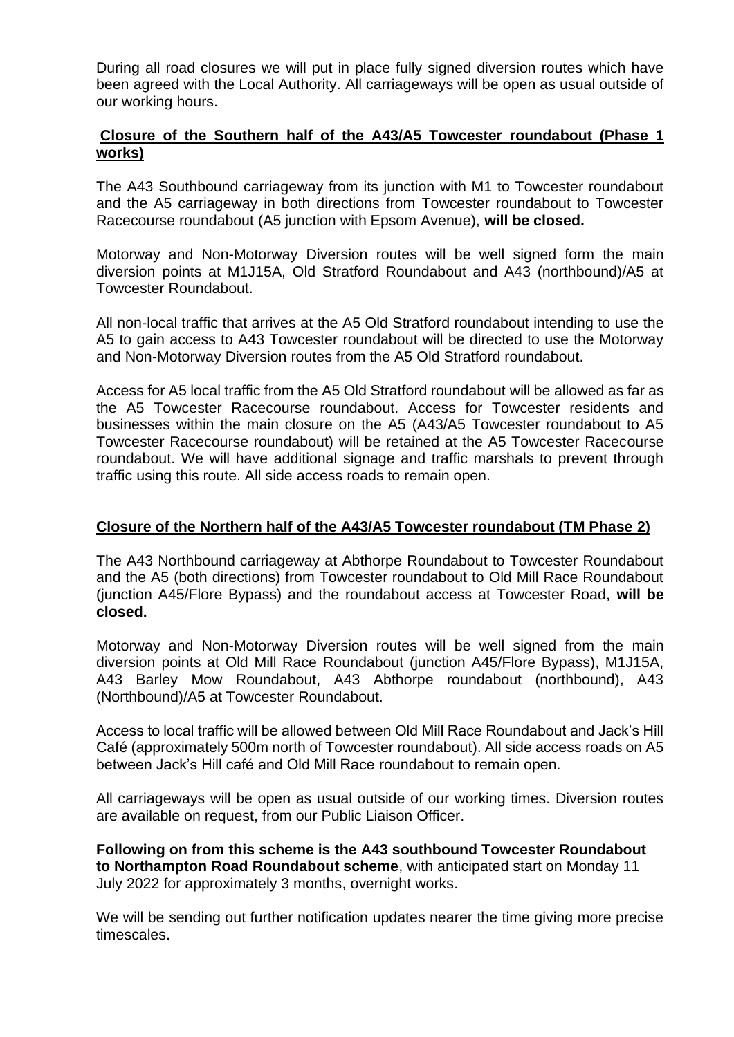During all road closures we will put in place fully signed diversion routes which have been agreed with the Local Authority. All carriageways will be open as usual outside of our working hours.

## Closure of the Southern half of the A43/A5 Towcester roundabout (Phase 1 works)

The A43 Southbound carriageway from its junction with M1 to Towcester roundabout and the A5 carriageway in both directions from Towcester roundabout to Towcester Racecourse roundabout (A5 junction with Epsom Avenue), **will be closed.**

Motorway and Non-Motorway Diversion routes will be well signed form the main diversion points at M1J15A, Old Stratford Roundabout and A43 (northbound)/A5 at Towcester Roundabout.

All non-local traffic that arrives at the A5 Old Stratford roundabout intending to use the A5 to gain access to A43 Towcester roundabout will be directed to use the Motorway and Non-Motorway Diversion routes from the A5 Old Stratford roundabout.

Access for A5 local traffic from the A5 Old Stratford roundabout will be allowed as far as the A5 Towcester Racecourse roundabout. Access for Towcester residents and businesses within the main closure on the A5 (A43/A5 Towcester roundabout to A5 Towcester Racecourse roundabout) will be retained at the A5 Towcester Racecourse roundabout. We will have additional signage and traffic marshals to prevent through traffic using this route. All side access roads to remain open.

## Closure of the Northern half of the A43/A5 Towcester roundabout (TM Phase 2)

The A43 Northbound carriageway at Abthorpe Roundabout to Towcester Roundabout and the A5 (both directions) from Towcester roundabout to Old Mill Race Roundabout (junction A45/Flore Bypass) and the roundabout access at Towcester Road, **will be closed.**

Motorway and Non-Motorway Diversion routes will be well signed from the main diversion points at Old Mill Race Roundabout (junction A45/Flore Bypass), M1J15A, A43 Barley Mow Roundabout, A43 Abthorpe roundabout (northbound), A43 (Northbound)/A5 at Towcester Roundabout.

Access to local traffic will be allowed between Old Mill Race Roundabout and Jack's Hill Café (approximately 500m north of Towcester roundabout). All side access roads on A5 between Jack's Hill café and Old Mill Race roundabout to remain open.

All carriageways will be open as usual outside of our working times. Diversion routes are available on request, from our Public Liaison Officer.

**Following on from this scheme is the A43 southbound Towcester Roundabout to Northampton Road Roundabout scheme**, with anticipated start on Monday 11 July 2022 for approximately 3 months, overnight works.

We will be sending out further notification updates nearer the time giving more precise timescales.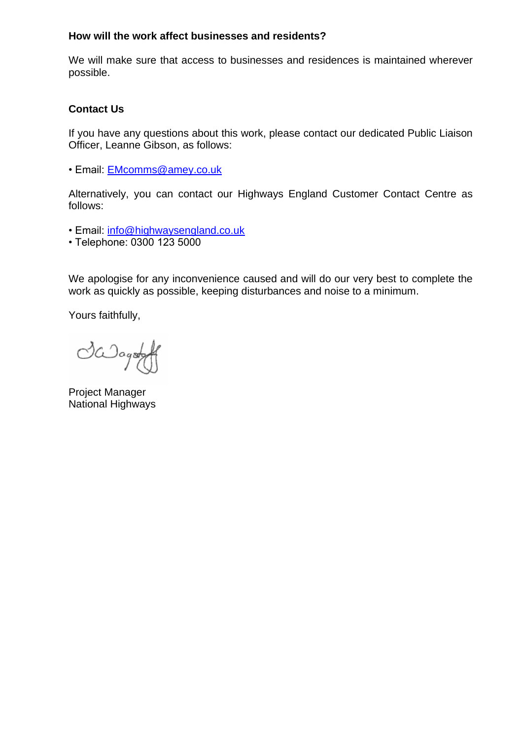**How will the work affect businesses and residents?**

We will make sure that access to businesses and residences is maintained wherever possible.

**Contact Us**

If you have any questions about this work, please contact our dedicated Public Liaison Officer, Leanne Gibson, as follows:

- Email: EMcomms@amey.co.uk

Alternatively, you can contact our Highways England Customer Contact Centre as follows:

- Email: info@highwaysengland.co.uk
- Telephone: 0300 123 5000

We apologise for any inconvenience caused and will do our very best to complete the work as quickly as possible, keeping disturbances and noise to a minimum.

Yours faithfully,

Project Manager
National Highways